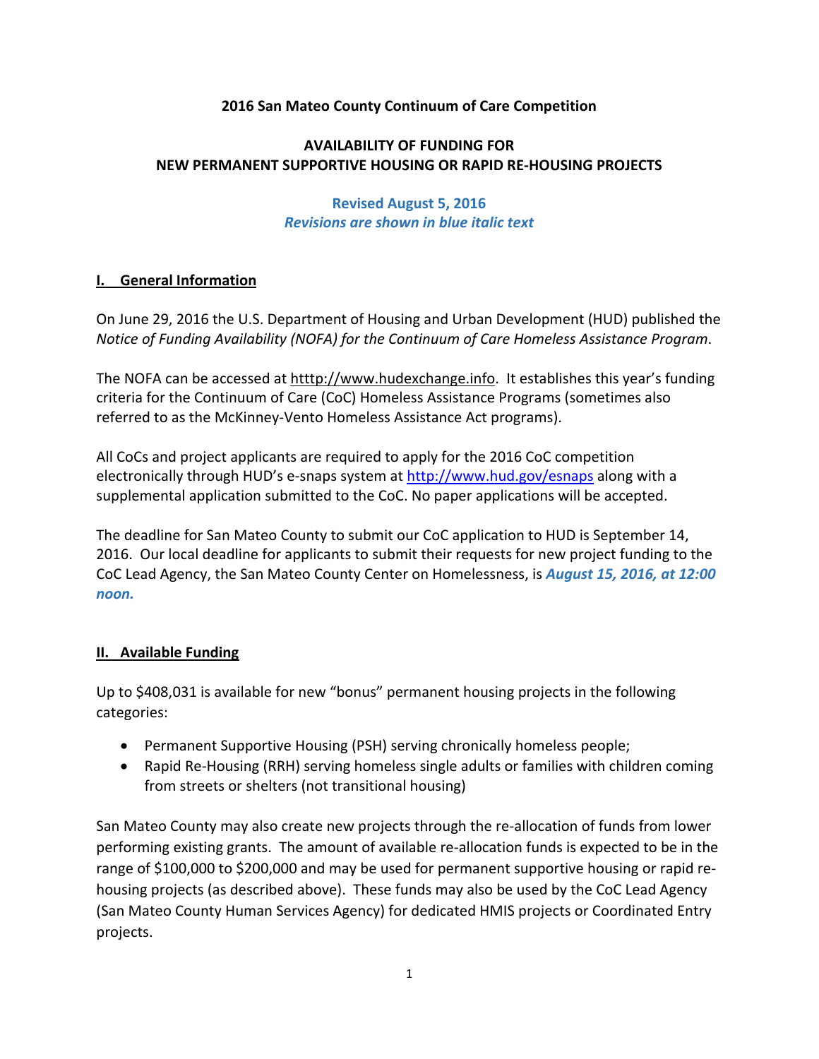**2016 San Mateo County Continuum of Care Competition**

**AVAILABILITY OF FUNDING FOR**
**NEW PERMANENT SUPPORTIVE HOUSING OR RAPID RE-HOUSING PROJECTS**

**Revised August 5, 2016**
***Revisions are shown in blue italic text***

## I. General Information

On June 29, 2016 the U.S. Department of Housing and Urban Development (HUD) published the *Notice of Funding Availability (NOFA) for the Continuum of Care Homeless Assistance Program*.

The NOFA can be accessed at htttp://www.hudexchange.info. It establishes this year's funding criteria for the Continuum of Care (CoC) Homeless Assistance Programs (sometimes also referred to as the McKinney-Vento Homeless Assistance Act programs).

All CoCs and project applicants are required to apply for the 2016 CoC competition electronically through HUD's e-snaps system at http://www.hud.gov/esnaps along with a supplemental application submitted to the CoC. No paper applications will be accepted.

The deadline for San Mateo County to submit our CoC application to HUD is September 14, 2016. Our local deadline for applicants to submit their requests for new project funding to the CoC Lead Agency, the San Mateo County Center on Homelessness, is ***August 15, 2016, at 12:00 noon.***

## II. Available Funding

Up to $408,031 is available for new "bonus" permanent housing projects in the following categories:

- Permanent Supportive Housing (PSH) serving chronically homeless people;
- Rapid Re-Housing (RRH) serving homeless single adults or families with children coming from streets or shelters (not transitional housing)

San Mateo County may also create new projects through the re-allocation of funds from lower performing existing grants. The amount of available re-allocation funds is expected to be in the range of $100,000 to $200,000 and may be used for permanent supportive housing or rapid re-housing projects (as described above). These funds may also be used by the CoC Lead Agency (San Mateo County Human Services Agency) for dedicated HMIS projects or Coordinated Entry projects.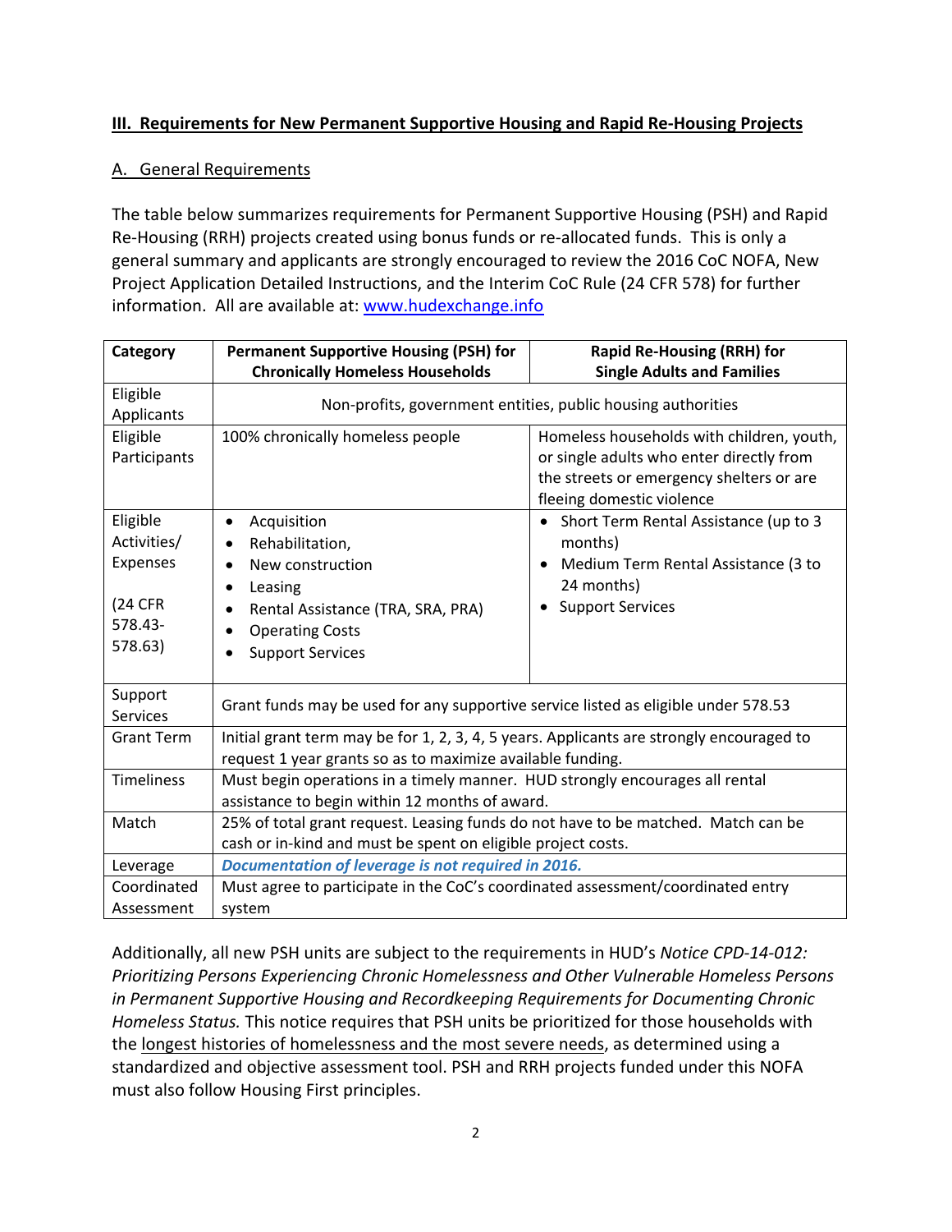## III. Requirements for New Permanent Supportive Housing and Rapid Re-Housing Projects

### A. General Requirements

The table below summarizes requirements for Permanent Supportive Housing (PSH) and Rapid Re-Housing (RRH) projects created using bonus funds or re-allocated funds. This is only a general summary and applicants are strongly encouraged to review the 2016 CoC NOFA, New Project Application Detailed Instructions, and the Interim CoC Rule (24 CFR 578) for further information. All are available at: [www.hudexchange.info](http://www.hudexchange.info)

| Category | Permanent Supportive Housing (PSH) for Chronically Homeless Households | Rapid Re-Housing (RRH) for Single Adults and Families |
|---|---|---|
| Eligible Applicants | Non-profits, government entities, public housing authorities | |
| Eligible Participants | 100% chronically homeless people | Homeless households with children, youth, or single adults who enter directly from the streets or emergency shelters or are fleeing domestic violence |
| Eligible Activities/ Expenses (24 CFR 578.43-578.63) | • Acquisition<br>• Rehabilitation,<br>• New construction<br>• Leasing<br>• Rental Assistance (TRA, SRA, PRA)<br>• Operating Costs<br>• Support Services | • Short Term Rental Assistance (up to 3 months)<br>• Medium Term Rental Assistance (3 to 24 months)<br>• Support Services |
| Support Services | Grant funds may be used for any supportive service listed as eligible under 578.53 | |
| Grant Term | Initial grant term may be for 1, 2, 3, 4, 5 years. Applicants are strongly encouraged to request 1 year grants so as to maximize available funding. | |
| Timeliness | Must begin operations in a timely manner. HUD strongly encourages all rental assistance to begin within 12 months of award. | |
| Match | 25% of total grant request. Leasing funds do not have to be matched. Match can be cash or in-kind and must be spent on eligible project costs. | |
| Leverage | ***Documentation of leverage is not required in 2016.*** | |
| Coordinated Assessment | Must agree to participate in the CoC's coordinated assessment/coordinated entry system | |

Additionally, all new PSH units are subject to the requirements in HUD's *Notice CPD-14-012: Prioritizing Persons Experiencing Chronic Homelessness and Other Vulnerable Homeless Persons in Permanent Supportive Housing and Recordkeeping Requirements for Documenting Chronic Homeless Status.* This notice requires that PSH units be prioritized for those households with the longest histories of homelessness and the most severe needs, as determined using a standardized and objective assessment tool. PSH and RRH projects funded under this NOFA must also follow Housing First principles.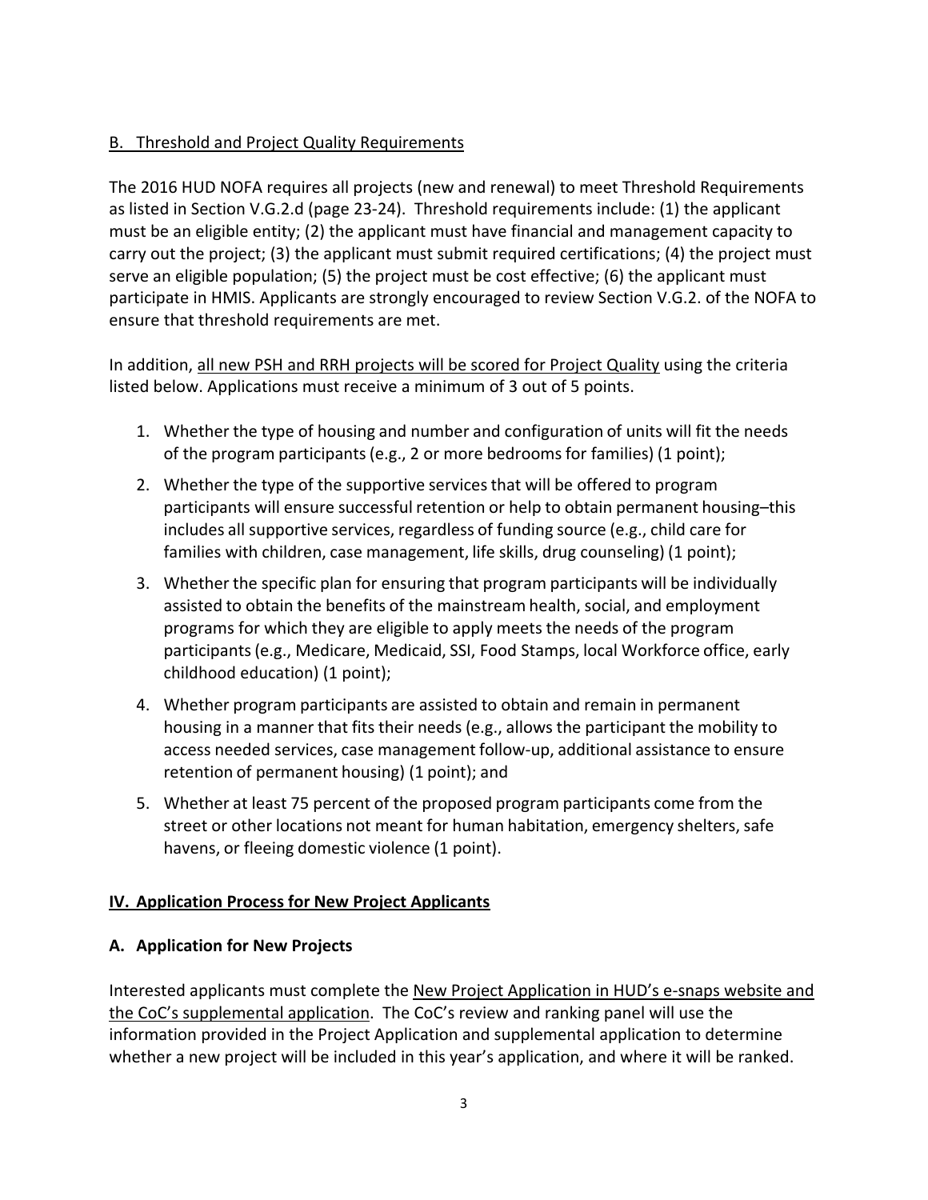B. Threshold and Project Quality Requirements

The 2016 HUD NOFA requires all projects (new and renewal) to meet Threshold Requirements as listed in Section V.G.2.d (page 23-24). Threshold requirements include: (1) the applicant must be an eligible entity; (2) the applicant must have financial and management capacity to carry out the project; (3) the applicant must submit required certifications; (4) the project must serve an eligible population; (5) the project must be cost effective; (6) the applicant must participate in HMIS. Applicants are strongly encouraged to review Section V.G.2. of the NOFA to ensure that threshold requirements are met.

In addition, all new PSH and RRH projects will be scored for Project Quality using the criteria listed below. Applications must receive a minimum of 3 out of 5 points.

1. Whether the type of housing and number and configuration of units will fit the needs of the program participants (e.g., 2 or more bedrooms for families) (1 point);
2. Whether the type of the supportive services that will be offered to program participants will ensure successful retention or help to obtain permanent housing–this includes all supportive services, regardless of funding source (e.g., child care for families with children, case management, life skills, drug counseling) (1 point);
3. Whether the specific plan for ensuring that program participants will be individually assisted to obtain the benefits of the mainstream health, social, and employment programs for which they are eligible to apply meets the needs of the program participants (e.g., Medicare, Medicaid, SSI, Food Stamps, local Workforce office, early childhood education) (1 point);
4. Whether program participants are assisted to obtain and remain in permanent housing in a manner that fits their needs (e.g., allows the participant the mobility to access needed services, case management follow-up, additional assistance to ensure retention of permanent housing) (1 point); and
5. Whether at least 75 percent of the proposed program participants come from the street or other locations not meant for human habitation, emergency shelters, safe havens, or fleeing domestic violence (1 point).

## IV. Application Process for New Project Applicants

### A. Application for New Projects

Interested applicants must complete the New Project Application in HUD's e-snaps website and the CoC's supplemental application. The CoC's review and ranking panel will use the information provided in the Project Application and supplemental application to determine whether a new project will be included in this year's application, and where it will be ranked.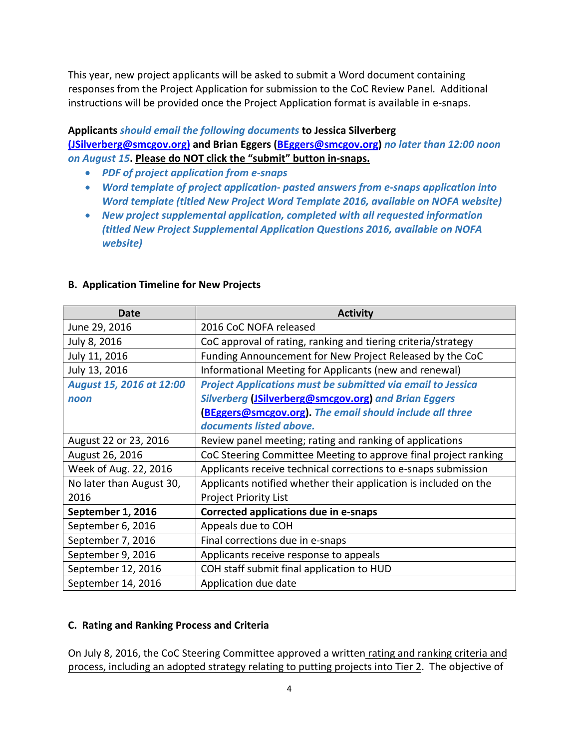This year, new project applicants will be asked to submit a Word document containing responses from the Project Application for submission to the CoC Review Panel. Additional instructions will be provided once the Project Application format is available in e-snaps.

**Applicants *should email the following documents* to Jessica Silverberg (JSilverberg@smcgov.org) and Brian Eggers (BEggers@smcgov.org) *no later than 12:00 noon on August 15*. Please do NOT click the "submit" button in-snaps.**

- ***PDF of project application from e-snaps***
- ***Word template of project application- pasted answers from e-snaps application into Word template (titled New Project Word Template 2016, available on NOFA website)***
- ***New project supplemental application, completed with all requested information (titled New Project Supplemental Application Questions 2016, available on NOFA website)***

### B. Application Timeline for New Projects

| Date | Activity |
|---|---|
| June 29, 2016 | 2016 CoC NOFA released |
| July 8, 2016 | CoC approval of rating, ranking and tiering criteria/strategy |
| July 11, 2016 | Funding Announcement for New Project Released by the CoC |
| July 13, 2016 | Informational Meeting for Applicants (new and renewal) |
| ***August 15, 2016 at 12:00 noon*** | ***Project Applications must be submitted via email to Jessica Silverberg (JSilverberg@smcgov.org) and Brian Eggers (BEggers@smcgov.org). The email should include all three documents listed above.*** |
| August 22 or 23, 2016 | Review panel meeting; rating and ranking of applications |
| August 26, 2016 | CoC Steering Committee Meeting to approve final project ranking |
| Week of Aug. 22, 2016 | Applicants receive technical corrections to e-snaps submission |
| No later than August 30, 2016 | Applicants notified whether their application is included on the Project Priority List |
| **September 1, 2016** | **Corrected applications due in e-snaps** |
| September 6, 2016 | Appeals due to COH |
| September 7, 2016 | Final corrections due in e-snaps |
| September 9, 2016 | Applicants receive response to appeals |
| September 12, 2016 | COH staff submit final application to HUD |
| September 14, 2016 | Application due date |

### C. Rating and Ranking Process and Criteria

On July 8, 2016, the CoC Steering Committee approved a written rating and ranking criteria and process, including an adopted strategy relating to putting projects into Tier 2. The objective of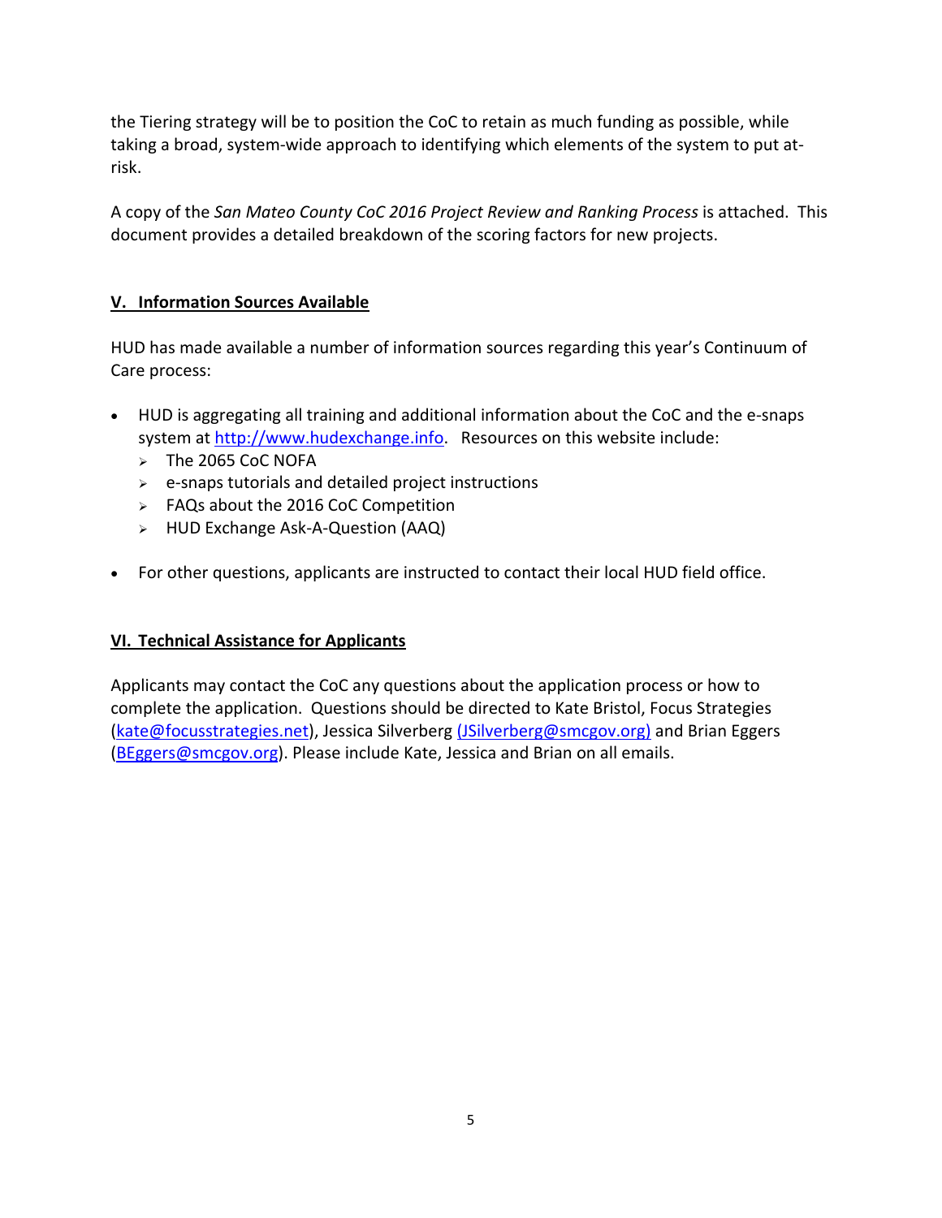the Tiering strategy will be to position the CoC to retain as much funding as possible, while taking a broad, system-wide approach to identifying which elements of the system to put at-risk.

A copy of the *San Mateo County CoC 2016 Project Review and Ranking Process* is attached. This document provides a detailed breakdown of the scoring factors for new projects.

## V. Information Sources Available

HUD has made available a number of information sources regarding this year's Continuum of Care process:

- HUD is aggregating all training and additional information about the CoC and the e-snaps system at [http://www.hudexchange.info](http://www.hudexchange.info). Resources on this website include:
  - The 2065 CoC NOFA
  - e-snaps tutorials and detailed project instructions
  - FAQs about the 2016 CoC Competition
  - HUD Exchange Ask-A-Question (AAQ)
- For other questions, applicants are instructed to contact their local HUD field office.

## VI. Technical Assistance for Applicants

Applicants may contact the CoC any questions about the application process or how to complete the application. Questions should be directed to Kate Bristol, Focus Strategies ([kate@focusstrategies.net](mailto:kate@focusstrategies.net)), Jessica Silverberg [(JSilverberg@smcgov.org)](mailto:JSilverberg@smcgov.org) and Brian Eggers ([BEggers@smcgov.org](mailto:BEggers@smcgov.org)). Please include Kate, Jessica and Brian on all emails.